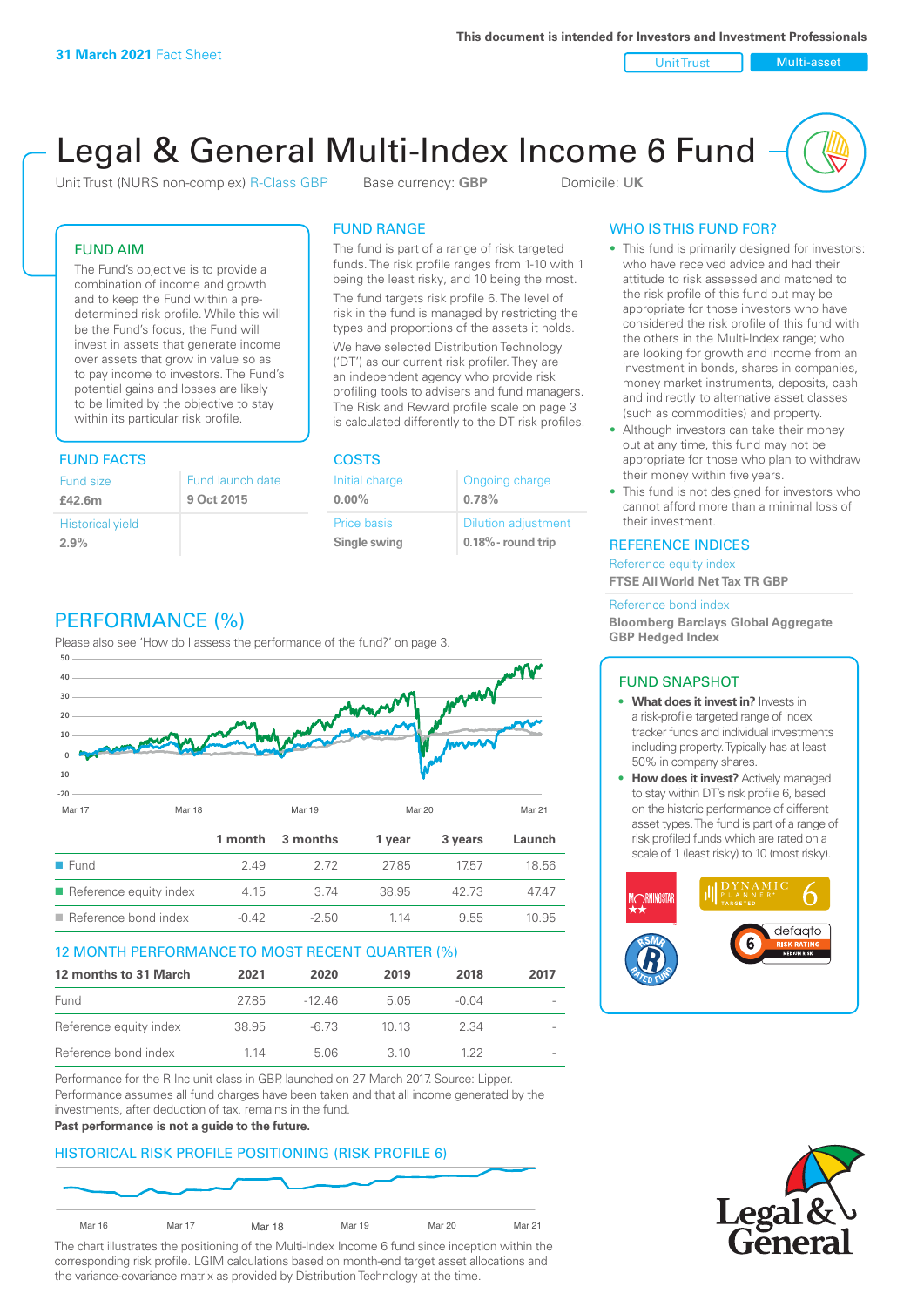**31 March 2021** Fact Sheet

This document is intended for Investors and Investment Professionals

Unit Trust | Multi-asset

# Legal & General Multi-Index Income 6 Fund

Unit Trust (NURS non-complex) R-Class GBP    Base currency: **GBP**    Domicile: **UK**

## FUND AIM

The Fund's objective is to provide a combination of income and growth and to keep the Fund within a pre-determined risk profile. While this will be the Fund's focus, the Fund will invest in assets that generate income over assets that grow in value so as to pay income to investors. The Fund's potential gains and losses are likely to be limited by the objective to stay within its particular risk profile.

## FUND RANGE

The fund is part of a range of risk targeted funds. The risk profile ranges from 1-10 with 1 being the least risky, and 10 being the most.

The fund targets risk profile 6. The level of risk in the fund is managed by restricting the types and proportions of the assets it holds.

We have selected Distribution Technology ('DT') as our current risk profiler. They are an independent agency who provide risk profiling tools to advisers and fund managers. The Risk and Reward profile scale on page 3 is calculated differently to the DT risk profiles.

## WHO IS THIS FUND FOR?

- This fund is primarily designed for investors: who have received advice and had their attitude to risk assessed and matched to the risk profile of this fund but may be appropriate for those investors who have considered the risk profile of this fund with the others in the Multi-Index range; who are looking for growth and income from an investment in bonds, shares in companies, money market instruments, deposits, cash and indirectly to alternative asset classes (such as commodities) and property.
- Although investors can take their money out at any time, this fund may not be appropriate for those who plan to withdraw their money within five years.
- This fund is not designed for investors who cannot afford more than a minimal loss of their investment.

## FUND FACTS

| Fund size | Fund launch date |
|---|---|
| **£42.6m** | **9 Oct 2015** |
| Historical yield | |
| **2.9%** | |

## COSTS

| Initial charge | Ongoing charge |
|---|---|
| **0.00%** | **0.78%** |
| Price basis | Dilution adjustment |
| **Single swing** | **0.18%- round trip** |

## REFERENCE INDICES

Reference equity index
**FTSE All World Net Tax TR GBP**

Reference bond index
**Bloomberg Barclays Global Aggregate GBP Hedged Index**

## PERFORMANCE (%)

Please also see 'How do I assess the performance of the fund?' on page 3.

| | 1 month | 3 months | 1 year | 3 years | Launch |
|---|---|---|---|---|---|
| Fund | 2.49 | 2.72 | 27.85 | 17.57 | 18.56 |
| Reference equity index | 4.15 | 3.74 | 38.95 | 42.73 | 47.47 |
| Reference bond index | -0.42 | -2.50 | 1.14 | 9.55 | 10.95 |

## 12 MONTH PERFORMANCE TO MOST RECENT QUARTER (%)

| 12 months to 31 March | 2021 | 2020 | 2019 | 2018 | 2017 |
|---|---|---|---|---|---|
| Fund | 27.85 | -12.46 | 5.05 | -0.04 | - |
| Reference equity index | 38.95 | -6.73 | 10.13 | 2.34 | - |
| Reference bond index | 1.14 | 5.06 | 3.10 | 1.22 | - |

Performance for the R Inc unit class in GBP, launched on 27 March 2017. Source: Lipper. Performance assumes all fund charges have been taken and that all income generated by the investments, after deduction of tax, remains in the fund.

**Past performance is not a guide to the future.**

## FUND SNAPSHOT

- **What does it invest in?** Invests in a risk-profile targeted range of index tracker funds and individual investments including property. Typically has at least 50% in company shares.
- **How does it invest?** Actively managed to stay within DT's risk profile 6, based on the historic performance of different asset types. The fund is part of a range of risk profiled funds which are rated on a scale of 1 (least risky) to 10 (most risky).

## HISTORICAL RISK PROFILE POSITIONING (RISK PROFILE 6)

The chart illustrates the positioning of the Multi-Index Income 6 fund since inception within the corresponding risk profile. LGIM calculations based on month-end target asset allocations and the variance-covariance matrix as provided by Distribution Technology at the time.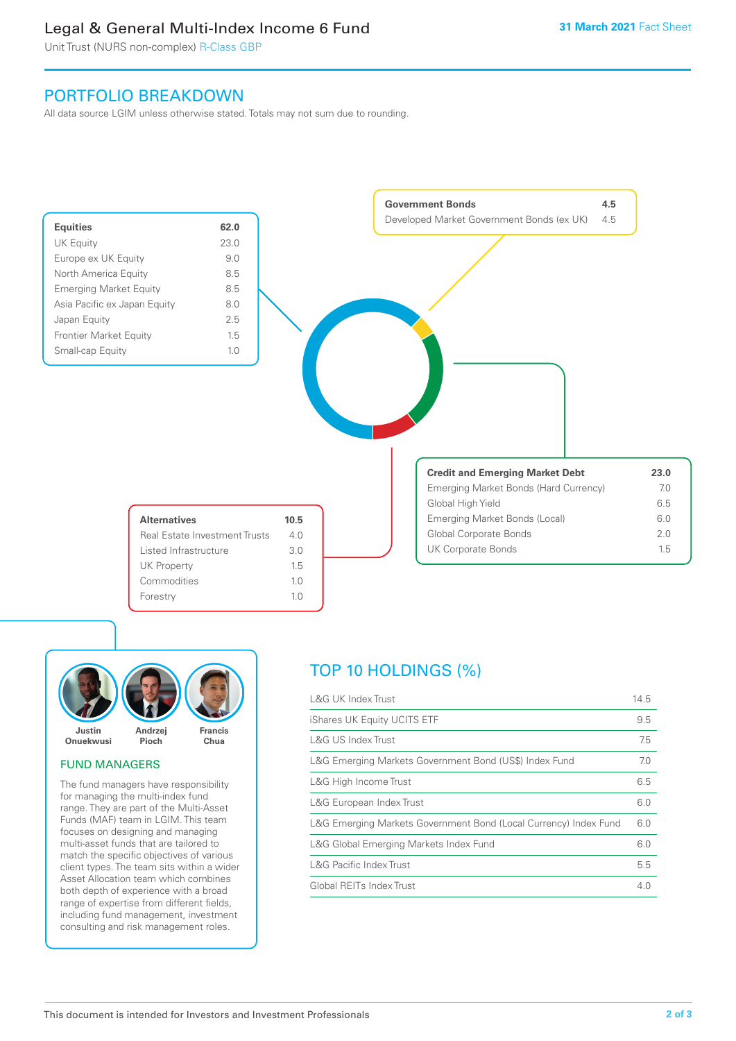# Legal & General Multi-Index Income 6 Fund

Unit Trust (NURS non-complex) R-Class GBP

31 March 2021 Fact Sheet

## PORTFOLIO BREAKDOWN

All data source LGIM unless otherwise stated. Totals may not sum due to rounding.

| Equities | 62.0 |
|---|---|
| UK Equity | 23.0 |
| Europe ex UK Equity | 9.0 |
| North America Equity | 8.5 |
| Emerging Market Equity | 8.5 |
| Asia Pacific ex Japan Equity | 8.0 |
| Japan Equity | 2.5 |
| Frontier Market Equity | 1.5 |
| Small-cap Equity | 1.0 |

| Government Bonds | 4.5 |
|---|---|
| Developed Market Government Bonds (ex UK) | 4.5 |

| Credit and Emerging Market Debt | 23.0 |
|---|---|
| Emerging Market Bonds (Hard Currency) | 7.0 |
| Global High Yield | 6.5 |
| Emerging Market Bonds (Local) | 6.0 |
| Global Corporate Bonds | 2.0 |
| UK Corporate Bonds | 1.5 |

| Alternatives | 10.5 |
|---|---|
| Real Estate Investment Trusts | 4.0 |
| Listed Infrastructure | 3.0 |
| UK Property | 1.5 |
| Commodities | 1.0 |
| Forestry | 1.0 |

## FUND MANAGERS

Justin Onuekwusi, Andrzej Pioch, Francis Chua

The fund managers have responsibility for managing the multi-index fund range. They are part of the Multi-Asset Funds (MAF) team in LGIM. This team focuses on designing and managing multi-asset funds that are tailored to match the specific objectives of various client types. The team sits within a wider Asset Allocation team which combines both depth of experience with a broad range of expertise from different fields, including fund management, investment consulting and risk management roles.

## TOP 10 HOLDINGS (%)

| Holding | % |
|---|---|
| L&G UK Index Trust | 14.5 |
| iShares UK Equity UCITS ETF | 9.5 |
| L&G US Index Trust | 7.5 |
| L&G Emerging Markets Government Bond (US$) Index Fund | 7.0 |
| L&G High Income Trust | 6.5 |
| L&G European Index Trust | 6.0 |
| L&G Emerging Markets Government Bond (Local Currency) Index Fund | 6.0 |
| L&G Global Emerging Markets Index Fund | 6.0 |
| L&G Pacific Index Trust | 5.5 |
| Global REITs Index Trust | 4.0 |

This document is intended for Investors and Investment Professionals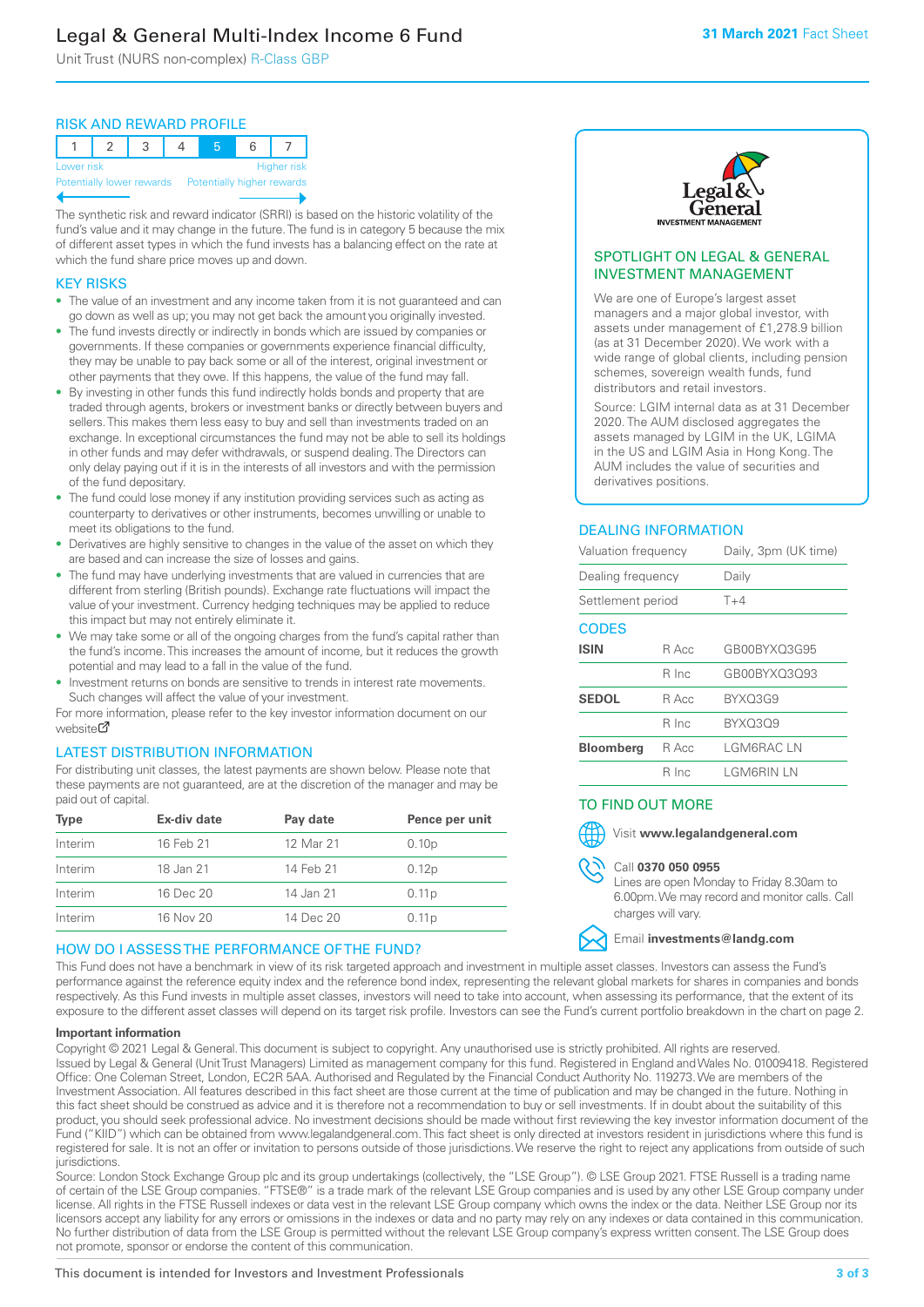# Legal & General Multi-Index Income 6 Fund

Unit Trust (NURS non-complex) R-Class GBP

**31 March 2021** Fact Sheet

## RISK AND REWARD PROFILE

| 1 | 2 | 3 | 4 | 5 | 6 | 7 |
|---|---|---|---|---|---|---|

Lower risk — Higher risk

Potentially lower rewards — Potentially higher rewards

The synthetic risk and reward indicator (SRRI) is based on the historic volatility of the fund's value and it may change in the future. The fund is in category 5 because the mix of different asset types in which the fund invests has a balancing effect on the rate at which the fund share price moves up and down.

## KEY RISKS

- The value of an investment and any income taken from it is not guaranteed and can go down as well as up; you may not get back the amount you originally invested.
- The fund invests directly or indirectly in bonds which are issued by companies or governments. If these companies or governments experience financial difficulty, they may be unable to pay back some or all of the interest, original investment or other payments that they owe. If this happens, the value of the fund may fall.
- By investing in other funds this fund indirectly holds bonds and property that are traded through agents, brokers or investment banks or directly between buyers and sellers. This makes them less easy to buy and sell than investments traded on an exchange. In exceptional circumstances the fund may not be able to sell its holdings in other funds and may defer withdrawals, or suspend dealing. The Directors can only delay paying out if it is in the interests of all investors and with the permission of the fund depositary.
- The fund could lose money if any institution providing services such as acting as counterparty to derivatives or other instruments, becomes unwilling or unable to meet its obligations to the fund.
- Derivatives are highly sensitive to changes in the value of the asset on which they are based and can increase the size of losses and gains.
- The fund may have underlying investments that are valued in currencies that are different from sterling (British pounds). Exchange rate fluctuations will impact the value of your investment. Currency hedging techniques may be applied to reduce this impact but may not entirely eliminate it.
- We may take some or all of the ongoing charges from the fund's capital rather than the fund's income. This increases the amount of income, but it reduces the growth potential and may lead to a fall in the value of the fund.
- Investment returns on bonds are sensitive to trends in interest rate movements. Such changes will affect the value of your investment.

For more information, please refer to the key investor information document on our website

## LATEST DISTRIBUTION INFORMATION

For distributing unit classes, the latest payments are shown below. Please note that these payments are not guaranteed, are at the discretion of the manager and may be paid out of capital.

| Type | Ex-div date | Pay date | Pence per unit |
|---|---|---|---|
| Interim | 16 Feb 21 | 12 Mar 21 | 0.10p |
| Interim | 18 Jan 21 | 14 Feb 21 | 0.12p |
| Interim | 16 Dec 20 | 14 Jan 21 | 0.11p |
| Interim | 16 Nov 20 | 14 Dec 20 | 0.11p |

## SPOTLIGHT ON LEGAL & GENERAL INVESTMENT MANAGEMENT

We are one of Europe's largest asset managers and a major global investor, with assets under management of £1,278.9 billion (as at 31 December 2020). We work with a wide range of global clients, including pension schemes, sovereign wealth funds, fund distributors and retail investors.

Source: LGIM internal data as at 31 December 2020. The AUM disclosed aggregates the assets managed by LGIM in the UK, LGIMA in the US and LGIM Asia in Hong Kong. The AUM includes the value of securities and derivatives positions.

## DEALING INFORMATION

| | |
|---|---|
| Valuation frequency | Daily, 3pm (UK time) |
| Dealing frequency | Daily |
| Settlement period | T+4 |

## CODES

| | | |
|---|---|---|
| **ISIN** | R Acc | GB00BYXQ3G95 |
| | R Inc | GB00BYXQ3Q93 |
| **SEDOL** | R Acc | BYXQ3G9 |
| | R Inc | BYXQ3Q9 |
| **Bloomberg** | R Acc | LGM6RAC LN |
| | R Inc | LGM6RIN LN |

## TO FIND OUT MORE

Visit **www.legalandgeneral.com**

Call **0370 050 0955**
Lines are open Monday to Friday 8.30am to 6.00pm. We may record and monitor calls. Call charges will vary.

Email **investments@landg.com**

## HOW DO I ASSESS THE PERFORMANCE OF THE FUND?

This Fund does not have a benchmark in view of its risk targeted approach and investment in multiple asset classes. Investors can assess the Fund's performance against the reference equity index and the reference bond index, representing the relevant global markets for shares in companies and bonds respectively. As this Fund invests in multiple asset classes, investors will need to take into account, when assessing its performance, that the extent of its exposure to the different asset classes will depend on its target risk profile. Investors can see the Fund's current portfolio breakdown in the chart on page 2.

**Important information**

Copyright © 2021 Legal & General. This document is subject to copyright. Any unauthorised use is strictly prohibited. All rights are reserved.

Issued by Legal & General (Unit Trust Managers) Limited as management company for this fund. Registered in England and Wales No. 01009418. Registered Office: One Coleman Street, London, EC2R 5AA. Authorised and Regulated by the Financial Conduct Authority No. 119273. We are members of the Investment Association. All features described in this fact sheet are those current at the time of publication and may be changed in the future. Nothing in this fact sheet should be construed as advice and it is therefore not a recommendation to buy or sell investments. If in doubt about the suitability of this product, you should seek professional advice. No investment decisions should be made without first reviewing the key investor information document of the Fund ("KIID") which can be obtained from www.legalandgeneral.com. This fact sheet is only directed at investors resident in jurisdictions where this fund is registered for sale. It is not an offer or invitation to persons outside of those jurisdictions. We reserve the right to reject any applications from outside of such jurisdictions.

Source: London Stock Exchange Group plc and its group undertakings (collectively, the "LSE Group"). © LSE Group 2021. FTSE Russell is a trading name of certain of the LSE Group companies. "FTSE®" is a trade mark of the relevant LSE Group companies and is used by any other LSE Group company under license. All rights in the FTSE Russell indexes or data vest in the relevant LSE Group company which owns the index or the data. Neither LSE Group nor its licensors accept any liability for any errors or omissions in the indexes or data and no party may rely on any indexes or data contained in this communication. No further distribution of data from the LSE Group is permitted without the relevant LSE Group company's express written consent. The LSE Group does not promote, sponsor or endorse the content of this communication.

This document is intended for Investors and Investment Professionals